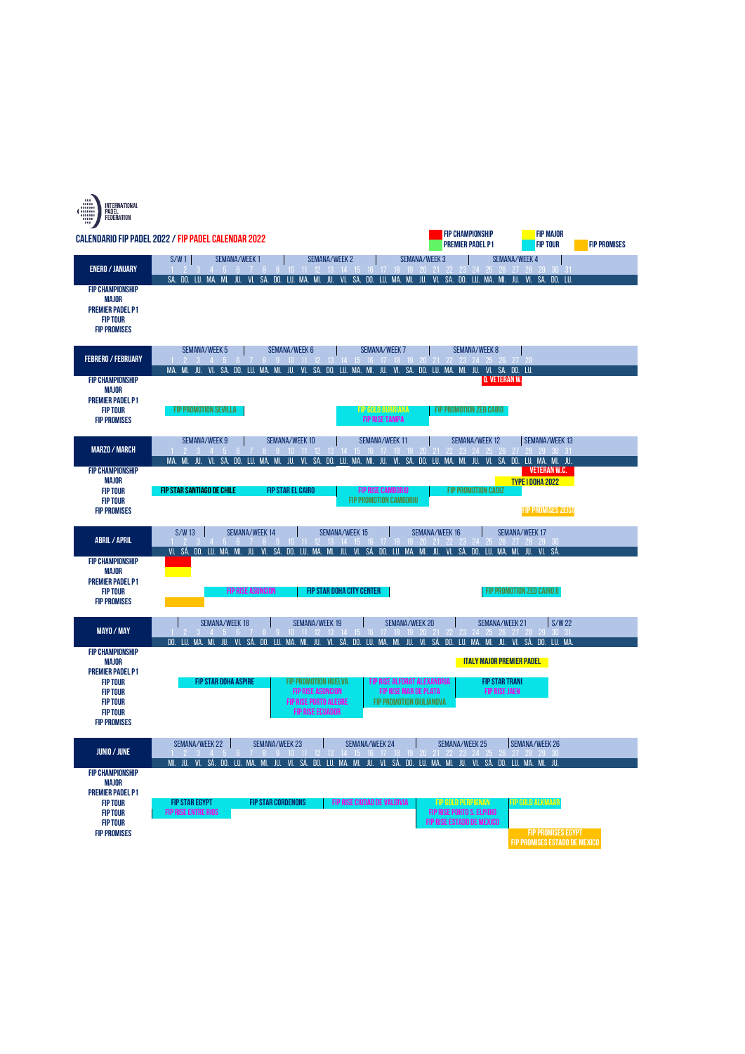INTERNATIONAL PADEL FEDERATION

## CALENDARIO FIP PADEL 2022 / FIP PADEL CALENDAR 2022

Legend: FIP CHAMPIONSHIP · PREMIER PADEL P1 · FIP MAJOR · FIP TOUR · FIP PROMISES

### ENERO / JANUARY

| Category | Events |
|---|---|
| FIP CHAMPIONSHIP | |
| MAJOR | |
| PREMIER PADEL P1 | |
| FIP TOUR | |
| FIP PROMISES | |

### FEBRERO / FEBRUARY

| Category | Events |
|---|---|
| FIP CHAMPIONSHIP | Q. VETERAN W. (Week 8) |
| MAJOR | |
| PREMIER PADEL P1 | |
| FIP TOUR | FIP PROMOTION SEVILLA (Week 5); FIP GOLD BURRIANA (Week 7); FIP PROMOTION ZED CAIRO (Week 8) |
| FIP PROMISES | FIP RISE TAMPA (Week 7) |

### MARZO / MARCH

| Category | Events |
|---|---|
| FIP CHAMPIONSHIP | VETERAN W.C. (Week 12–13) |
| MAJOR | TYPE I DOHA 2022 (Week 12–13) |
| FIP TOUR | FIP STAR SANTIAGO DE CHILE (Week 9); FIP STAR EL CAIRO (Week 10); FIP RISE CAMBORIU (Week 11); FIP PROMOTION CADIZ (Week 12) |
| FIP TOUR | FIP PROMOTION CAMBORIU (Week 11) |
| FIP PROMISES | FIP PROMISES ZEIST (Week 13) |

### ABRIL / APRIL

| Category | Events |
|---|---|
| FIP CHAMPIONSHIP | (1–3 April) |
| MAJOR | (1–3 April) |
| PREMIER PADEL P1 | |
| FIP TOUR | FIP RISE ASUNCION (Week 14); FIP STAR DOHA CITY CENTER (Week 15); FIP PROMOTION ZED CAIRO II (Week 17) |
| FIP PROMISES | (Week 13–14) |

### MAYO / MAY

| Category | Events |
|---|---|
| FIP CHAMPIONSHIP | |
| MAJOR | ITALY MAJOR PREMIER PADEL (Week 21) |
| PREMIER PADEL P1 | |
| FIP TOUR | FIP STAR DOHA ASPIRE (Week 18); FIP PROMOTION HUELVA (Week 19); FIP RISE ALFORAT ALEXANDRIA (Week 20); FIP STAR TRANI (Week 21) |
| FIP TOUR | FIP RISE ASUNCION (Week 19); FIP RISE MAR DE PLATA (Week 20); FIP RISE JAEN (Week 21) |
| FIP TOUR | FIP RISE PORTO ALEGRE (Week 19); FIP PROMOTION GIULIANOVA (Week 20) |
| FIP TOUR | FIP RISE ECUADOR (Week 19) |
| FIP PROMISES | |

### JUNIO / JUNE

| Category | Events |
|---|---|
| FIP CHAMPIONSHIP | |
| MAJOR | |
| PREMIER PADEL P1 | |
| FIP TOUR | FIP STAR EGYPT (Week 22); FIP STAR CORDENONS (Week 23); FIP RISE CIUDAD DE VALDIVIA (Week 24); FIP GOLD PERPIGNAN (Week 25); FIP GOLD ALKMAAR (Week 26) |
| FIP TOUR | FIP RISE ENTRE RIOS (Week 22); FIP RISE PORTO S. ELPIDIO (Week 25) |
| FIP TOUR | FIP RISE ESTADO DE MEXICO (Week 25) |
| FIP PROMISES | FIP PROMISES EGYPT (Week 26); FIP PROMISES ESTADO DE MEXICO (Week 26) |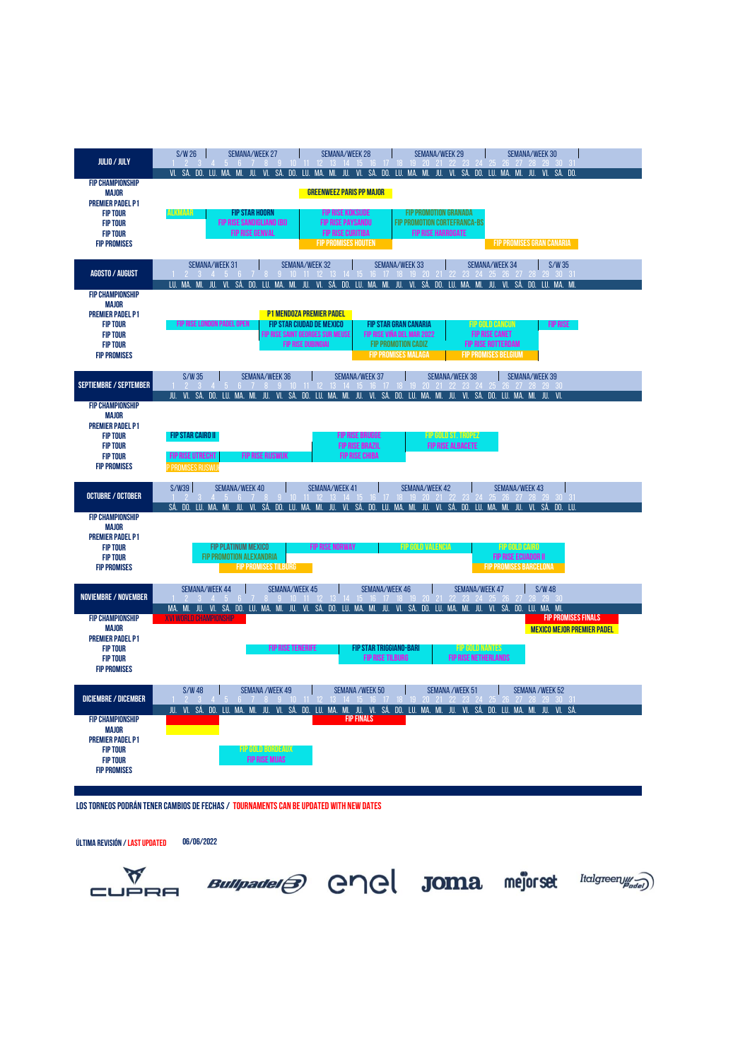## JULIO / JULY

S/W 26 | SEMANA/WEEK 27 | SEMANA/WEEK 28 | SEMANA/WEEK 29 | SEMANA/WEEK 30

| Category | Events |
|---|---|
| FIP CHAMPIONSHIP | |
| MAJOR | GREENWEEZ PARIS PP MAJOR |
| PREMIER PADEL P1 | |
| FIP TOUR | ALKMAAR; FIP STAR HOORN; FIP RISE KOKSIJDE; FIP PROMOTION GRANADA |
| FIP TOUR | FIP RISE SANDIGLIANO (BI); FIP RISE PAYSANDU; FIP PROMOTION CORTEFRANCA-BS |
| FIP TOUR | FIP RISE GENVAL; FIP RISE CURITIBA; FIP RISE HARROGATE |
| FIP PROMISES | FIP PROMISES HOUTEN; FIP PROMISES GRAN CANARIA |

## AGOSTO / AUGUST

SEMANA/WEEK 31 | SEMANA/WEEK 32 | SEMANA/WEEK 33 | SEMANA/WEEK 34 | S/W 35

| Category | Events |
|---|---|
| FIP CHAMPIONSHIP | |
| MAJOR | |
| PREMIER PADEL P1 | P1 MENDOZA PREMIER PADEL |
| FIP TOUR | FIP RISE LONDON PADEL OPEN; FIP STAR CIUDAD DE MEXICO; FIP STAR GRAN CANARIA; FIP GOLD CANCUN; FIP RISE |
| FIP TOUR | FIP RISE SAINT GEORGES SUR MEUSE; FIP RISE VIÑA DEL MAR 2022; FIP RISE CANET |
| FIP TOUR | FIP RISE DUBINGIAI; FIP PROMOTION CADIZ; FIP RISE ROTTERDAM |
| FIP PROMISES | FIP PROMISES MALAGA; FIP PROMISES BELGIUM |

## SEPTIEMBRE / SEPTEMBER

S/W 35 | SEMANA/WEEK 36 | SEMANA/WEEK 37 | SEMANA/WEEK 38 | SEMANA/WEEK 39

| Category | Events |
|---|---|
| FIP CHAMPIONSHIP | |
| MAJOR | |
| PREMIER PADEL P1 | |
| FIP TOUR | FIP STAR CAIRO II; FIP RISE BRUGGE; FIP GOLD ST. TROPEZ |
| FIP TOUR | FIP RISE BRAZIL; FIP RISE ALBACETE |
| FIP TOUR | FIP RISE UTRECHT; FIP RISE RIJSWIJK; FIP RISE CHIBA |
| FIP PROMISES | P PROMISES RIJSWIJ |

## OCTUBRE / OCTOBER

S/W39 | SEMANA/WEEK 40 | SEMANA/WEEK 41 | SEMANA/WEEK 42 | SEMANA/WEEK 43

| Category | Events |
|---|---|
| FIP CHAMPIONSHIP | |
| MAJOR | |
| PREMIER PADEL P1 | |
| FIP TOUR | FIP PLATINUM MEXICO; FIP RISE NORWAY; FIP GOLD VALENCIA; FIP GOLD CAIRO |
| FIP TOUR | FIP PROMOTION ALEXANDRIA; FIP RISE ECUADOR II |
| FIP PROMISES | FIP PROMISES TILBURG; FIP PROMISES BARCELONA |

## NOVIEMBRE / NOVEMBER

SEMANA/WEEK 44 | SEMANA/WEEK 45 | SEMANA/WEEK 46 | SEMANA/WEEK 47 | S/W 48

| Category | Events |
|---|---|
| FIP CHAMPIONSHIP | XVI WORLD CHAMPIONSHIP; FIP PROMISES FINALS |
| MAJOR | MEXICO MEJOR PREMIER PADEL |
| PREMIER PADEL P1 | |
| FIP TOUR | FIP RISE TENERIFE; FIP STAR TRIGGIANO-BARI; FIP GOLD NANTES |
| FIP TOUR | FIP RISE TILBURG; FIP RISE NETHERLANDS |
| FIP PROMISES | |

## DICIEMBRE / DICEMBER

S/W 48 | SEMANA /WEEK 49 | SEMANA /WEEK 50 | SEMANA /WEEK 51 | SEMANA /WEEK 52

| Category | Events |
|---|---|
| FIP CHAMPIONSHIP | FIP FINALS |
| MAJOR | |
| PREMIER PADEL P1 | |
| FIP TOUR | FIP GOLD BORDEAUX |
| FIP TOUR | FIP RISE MIJAS |
| FIP PROMISES | |

LOS TORNEOS PODRÁN TENER CAMBIOS DE FECHAS / TOURNAMENTS CAN BE UPDATED WITH NEW DATES

ÚLTIMA REVISIÓN / LAST UPDATED 06/06/2022

CUPRA Bullpadel enel Joma mejorset Italgreen Padel